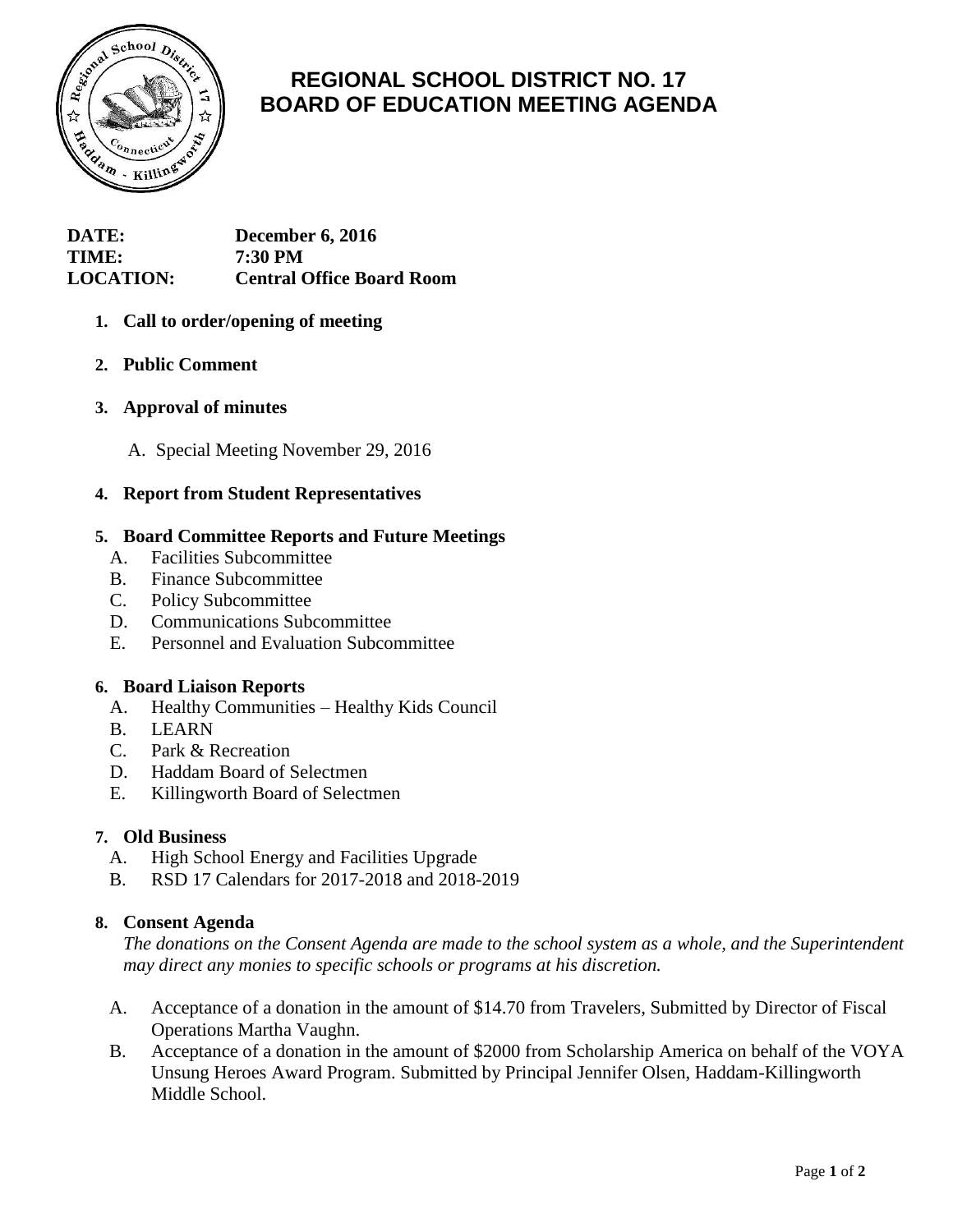# REGIONAL SCHOOL DISTRICT NO. 17
# BOARD OF EDUCATION MEETING AGENDA

**DATE:** **December 6, 2016**
**TIME:** **7:30 PM**
**LOCATION:** **Central Office Board Room**

1. **Call to order/opening of meeting**

2. **Public Comment**

3. **Approval of minutes**

   A. Special Meeting November 29, 2016

4. **Report from Student Representatives**

5. **Board Committee Reports and Future Meetings**
   A. Facilities Subcommittee
   B. Finance Subcommittee
   C. Policy Subcommittee
   D. Communications Subcommittee
   E. Personnel and Evaluation Subcommittee

6. **Board Liaison Reports**
   A. Healthy Communities – Healthy Kids Council
   B. LEARN
   C. Park & Recreation
   D. Haddam Board of Selectmen
   E. Killingworth Board of Selectmen

7. **Old Business**
   A. High School Energy and Facilities Upgrade
   B. RSD 17 Calendars for 2017-2018 and 2018-2019

8. **Consent Agenda**
   *The donations on the Consent Agenda are made to the school system as a whole, and the Superintendent may direct any monies to specific schools or programs at his discretion.*

   A. Acceptance of a donation in the amount of $14.70 from Travelers, Submitted by Director of Fiscal Operations Martha Vaughn.
   B. Acceptance of a donation in the amount of $2000 from Scholarship America on behalf of the VOYA Unsung Heroes Award Program. Submitted by Principal Jennifer Olsen, Haddam-Killingworth Middle School.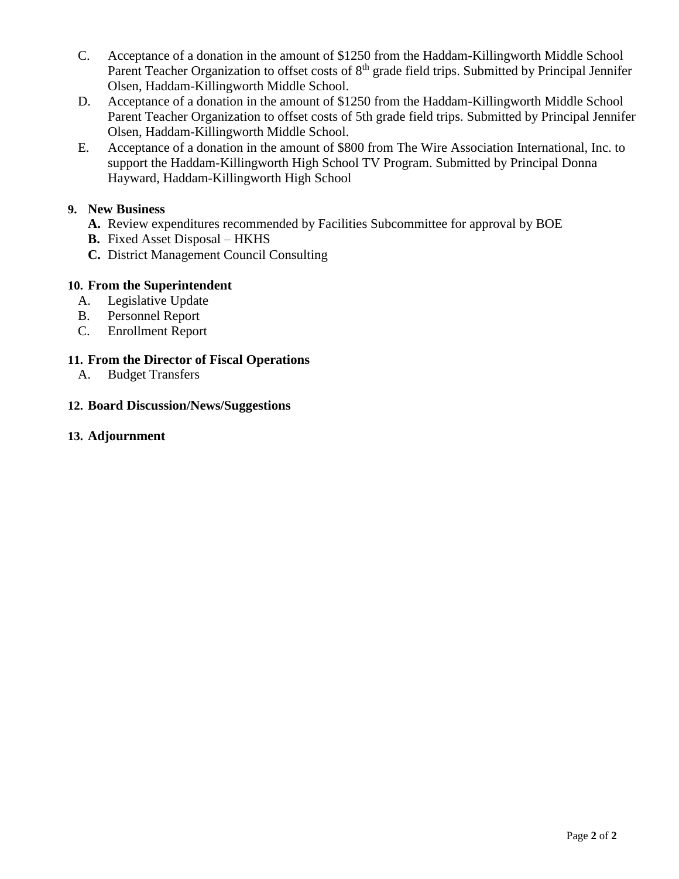C. Acceptance of a donation in the amount of $1250 from the Haddam-Killingworth Middle School Parent Teacher Organization to offset costs of 8th grade field trips. Submitted by Principal Jennifer Olsen, Haddam-Killingworth Middle School.

D. Acceptance of a donation in the amount of $1250 from the Haddam-Killingworth Middle School Parent Teacher Organization to offset costs of 5th grade field trips. Submitted by Principal Jennifer Olsen, Haddam-Killingworth Middle School.

E. Acceptance of a donation in the amount of $800 from The Wire Association International, Inc. to support the Haddam-Killingworth High School TV Program. Submitted by Principal Donna Hayward, Haddam-Killingworth High School

**9. New Business**

**A.** Review expenditures recommended by Facilities Subcommittee for approval by BOE

**B.** Fixed Asset Disposal – HKHS

**C.** District Management Council Consulting

**10. From the Superintendent**

A. Legislative Update

B. Personnel Report

C. Enrollment Report

**11. From the Director of Fiscal Operations**

A. Budget Transfers

**12. Board Discussion/News/Suggestions**

**13. Adjournment**